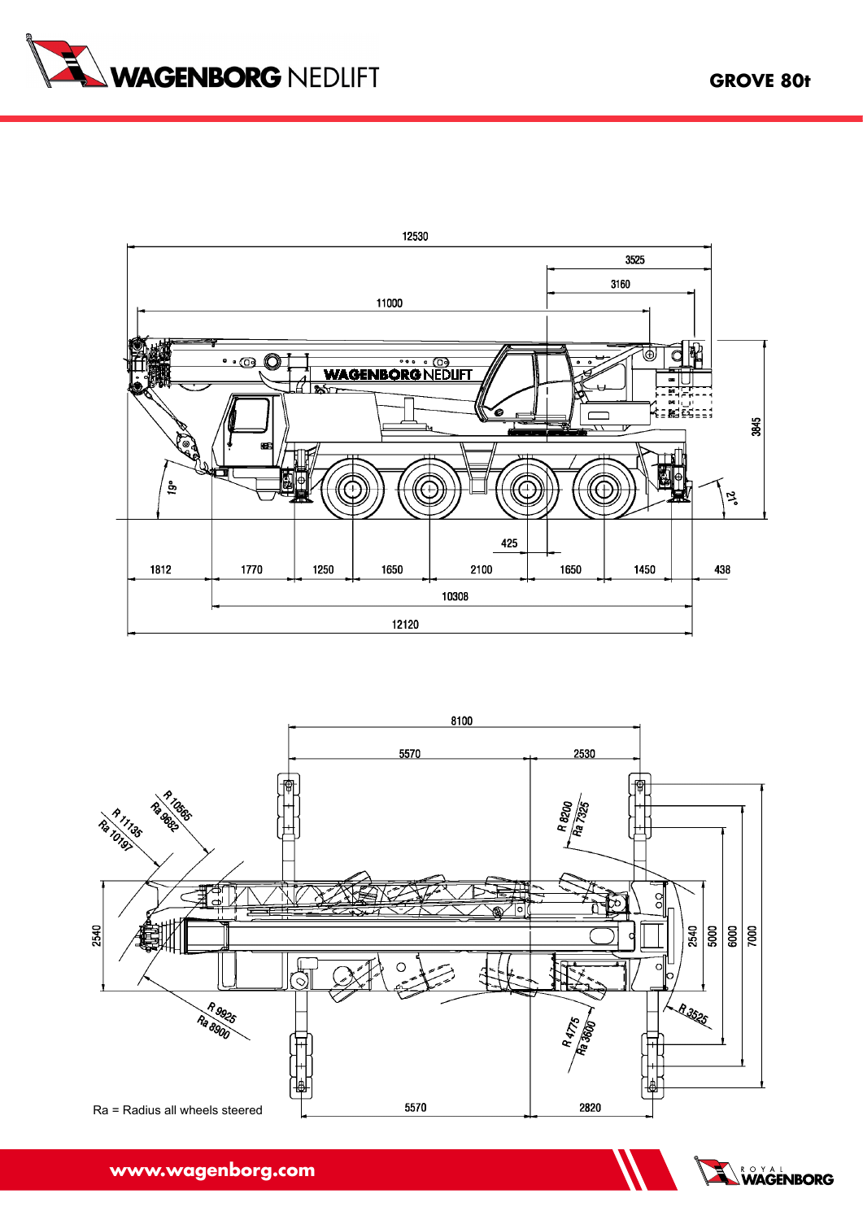# GROVE 80t

12530

3525

3160

11000

3845

19°

21°

425

| 1812 | 1770 | 1250 | 1650 | 2100 | 1650 | 1450 | 438 |
|---|---|---|---|---|---|---|---|

10308

12120

8100

5570

2530

R 10565
Ra 9682

R 11135
Ra 10197

R 8200
Ra 7325

2540

2540

5000

6000

7000

R 9925
Ra 8900

R 4775
Ra 3600

R 3525

5570

2820

Ra = Radius all wheels steered

www.wagenborg.com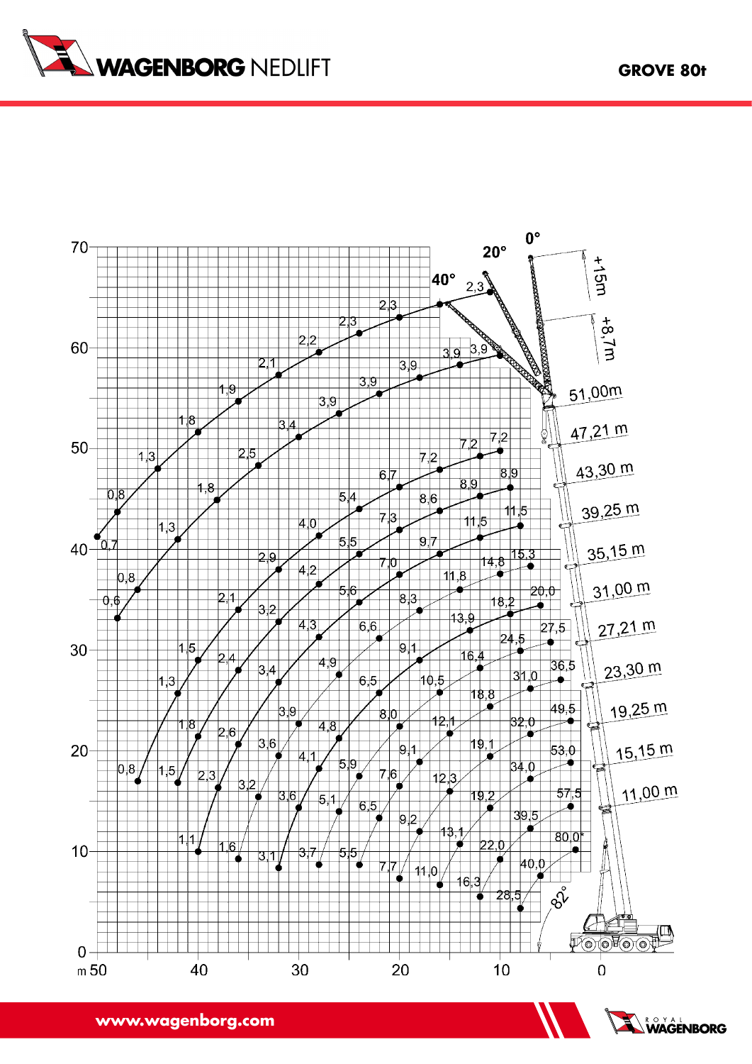# GROVE 80t

**Boom lengths:** 11,00 m · 15,15 m · 19,25 m · 23,30 m · 27,21 m · 31,00 m · 35,15 m · 39,25 m · 43,30 m · 47,21 m · 51,00 m

**Jib:** +8,7m · +15m — offset 0° · 20° · 40°

**Boom angle:** 82°

Load chart (t) — lift height (m) vs radius (m):

- **11,00 m:** 80,0* · 57,5 · 53,0 · 49,5 · 36,5 · 27,5 · 20,0 · 15,3 · 11,5 · 8,9 · 7,2
- **15,15 m:** 40,0 · 39,5 · 34,0 · 32,0 · 31,0 · 24,5 · 18,2 · 14,8 · 11,5 · 8,9 · 7,2
- **19,25 m:** 28,5 · 22,0 · 19,2 · 19,1 · 18,8 · 16,4 · 13,9 · 11,8 · 9,7 · 8,6 · 7,2
- **23,30 m:** 16,3 · 13,1 · 12,3 · 12,1 · 10,5 · 9,1 · 8,3 · 7,0 · 7,3 · 6,7 · 5,4
- **27,21 m:** 11,0 · 9,2 · 9,1 · 8,0 · 6,5 · 6,6 · 5,6 · 5,5 · 4,0 · 3,9
- **31,00 m:** 7,7 · 7,6 · 6,5 · 5,9 · 4,8 · 4,9 · 4,3 · 4,2 · 2,9 · 3,4 · 3,9
- **35,15 m:** 5,5 · 5,1 · 4,1 · 3,9 · 3,4 · 3,2 · 2,1 · 1,8 · 2,5 · 3,9
- **39,25 m:** 3,7 · 3,6 · 3,6 · 2,6 · 2,4 · 1,5 · 1,3 · 0,8 · 0,6
- **43,30 m:** 3,1 · 3,2 · 2,3 · 1,8 · 1,3 · 0,8
- **47,21 m:** 1,6 · 1,5 · 0,8
- **51,00 m:** 1,1 · 0,8

Jib (40°): 0,7 · 0,8 · 1,3 · 1,8 · 1,9 · 2,1 · 2,2 · 2,3 · 2,3 · 2,3

Jib (20°/0°): 3,9 · 3,9

www.wagenborg.com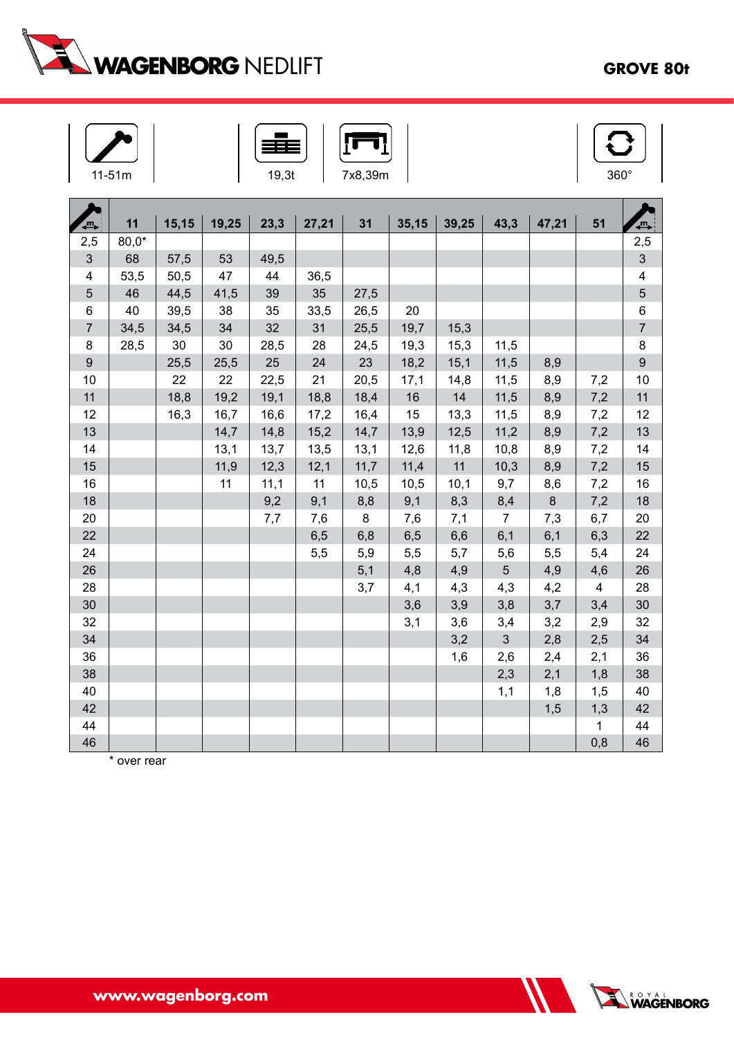# WAGENBORG NEDLIFT

## GROVE 80t

| 11-51m | 19,3t | 7x8,39m | 360° |
|---|---|---|---|

| | 11 | 15,15 | 19,25 | 23,3 | 27,21 | 31 | 35,15 | 39,25 | 43,3 | 47,21 | 51 | |
|---|---|---|---|---|---|---|---|---|---|---|---|---|
| 2,5 | 80,0* | | | | | | | | | | | 2,5 |
| 3 | 68 | 57,5 | 53 | 49,5 | | | | | | | | 3 |
| 4 | 53,5 | 50,5 | 47 | 44 | 36,5 | | | | | | | 4 |
| 5 | 46 | 44,5 | 41,5 | 39 | 35 | 27,5 | | | | | | 5 |
| 6 | 40 | 39,5 | 38 | 35 | 33,5 | 26,5 | 20 | | | | | 6 |
| 7 | 34,5 | 34,5 | 34 | 32 | 31 | 25,5 | 19,7 | 15,3 | | | | 7 |
| 8 | 28,5 | 30 | 30 | 28,5 | 28 | 24,5 | 19,3 | 15,3 | 11,5 | | | 8 |
| 9 | | 25,5 | 25,5 | 25 | 24 | 23 | 18,2 | 15,1 | 11,5 | 8,9 | | 9 |
| 10 | | 22 | 22 | 22,5 | 21 | 20,5 | 17,1 | 14,8 | 11,5 | 8,9 | 7,2 | 10 |
| 11 | | 18,8 | 19,2 | 19,1 | 18,8 | 18,4 | 16 | 14 | 11,5 | 8,9 | 7,2 | 11 |
| 12 | | 16,3 | 16,7 | 16,6 | 17,2 | 16,4 | 15 | 13,3 | 11,5 | 8,9 | 7,2 | 12 |
| 13 | | | 14,7 | 14,8 | 15,2 | 14,7 | 13,9 | 12,5 | 11,2 | 8,9 | 7,2 | 13 |
| 14 | | | 13,1 | 13,7 | 13,5 | 13,1 | 12,6 | 11,8 | 10,8 | 8,9 | 7,2 | 14 |
| 15 | | | 11,9 | 12,3 | 12,1 | 11,7 | 11,4 | 11 | 10,3 | 8,9 | 7,2 | 15 |
| 16 | | | 11 | 11,1 | 11 | 10,5 | 10,5 | 10,1 | 9,7 | 8,6 | 7,2 | 16 |
| 18 | | | | 9,2 | 9,1 | 8,8 | 9,1 | 8,3 | 8,4 | 8 | 7,2 | 18 |
| 20 | | | | 7,7 | 7,6 | 8 | 7,6 | 7,1 | 7 | 7,3 | 6,7 | 20 |
| 22 | | | | | 6,5 | 6,8 | 6,5 | 6,6 | 6,1 | 6,1 | 6,3 | 22 |
| 24 | | | | | 5,5 | 5,9 | 5,5 | 5,7 | 5,6 | 5,5 | 5,4 | 24 |
| 26 | | | | | | 5,1 | 4,8 | 4,9 | 5 | 4,9 | 4,6 | 26 |
| 28 | | | | | | 3,7 | 4,1 | 4,3 | 4,3 | 4,2 | 4 | 28 |
| 30 | | | | | | | 3,6 | 3,9 | 3,8 | 3,7 | 3,4 | 30 |
| 32 | | | | | | | 3,1 | 3,6 | 3,4 | 3,2 | 2,9 | 32 |
| 34 | | | | | | | | 3,2 | 3 | 2,8 | 2,5 | 34 |
| 36 | | | | | | | | 1,6 | 2,6 | 2,4 | 2,1 | 36 |
| 38 | | | | | | | | | 2,3 | 2,1 | 1,8 | 38 |
| 40 | | | | | | | | | 1,1 | 1,8 | 1,5 | 40 |
| 42 | | | | | | | | | | 1,5 | 1,3 | 42 |
| 44 | | | | | | | | | | | 1 | 44 |
| 46 | | | | | | | | | | | 0,8 | 46 |

* over rear

www.wagenborg.com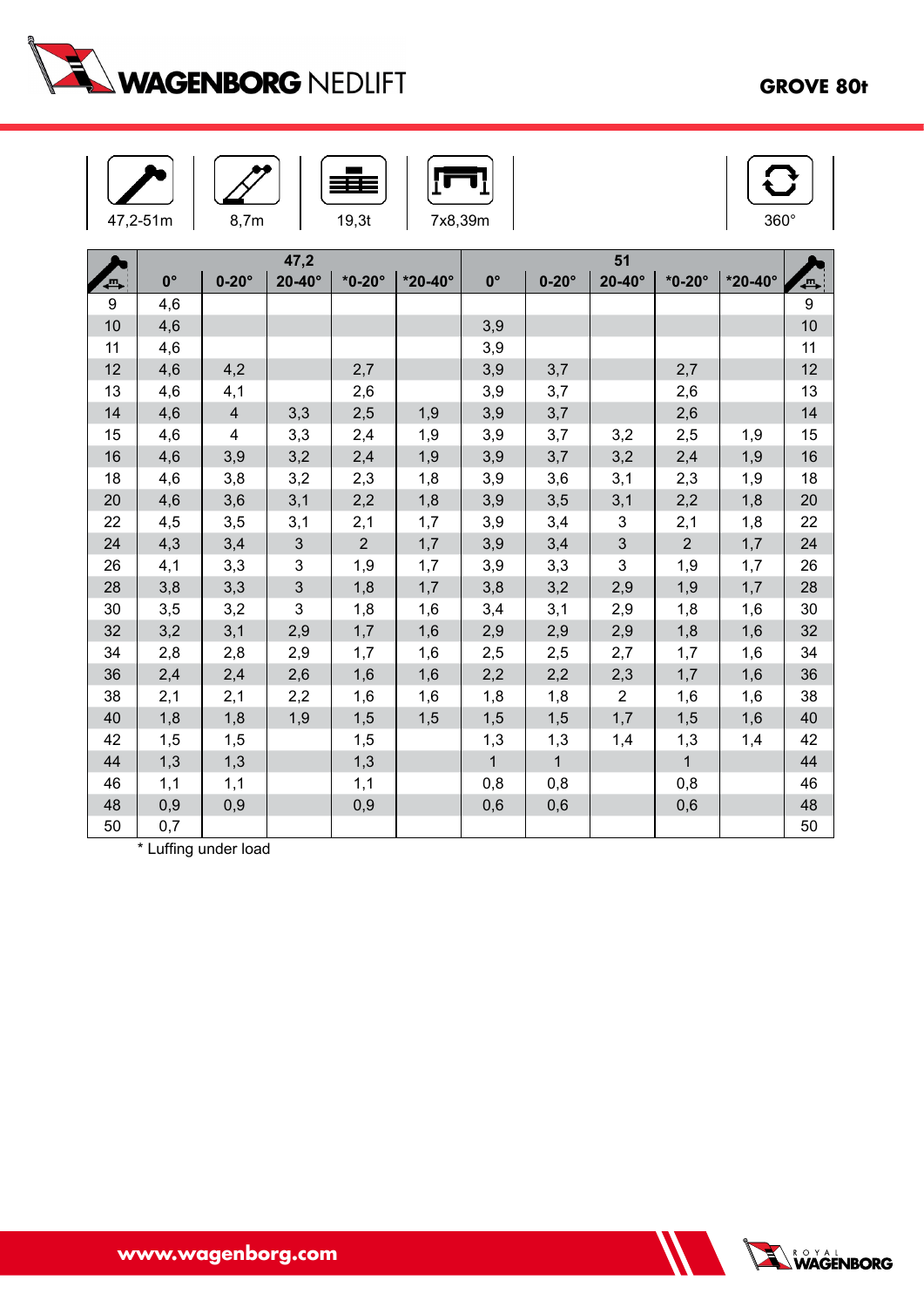# GROVE 80t

| 47,2-51m | 8,7m | 19,3t | 7x8,39m | 360° |
|---|---|---|---|---|

| m | 47,2 | | | | | 51 | | | | | m |
|---|---|---|---|---|---|---|---|---|---|---|---|
| | 0° | 0-20° | 20-40° | *0-20° | *20-40° | 0° | 0-20° | 20-40° | *0-20° | *20-40° | |
| 9 | 4,6 | | | | | | | | | | 9 |
| 10 | 4,6 | | | | | 3,9 | | | | | 10 |
| 11 | 4,6 | | | | | 3,9 | | | | | 11 |
| 12 | 4,6 | 4,2 | | 2,7 | | 3,9 | 3,7 | | 2,7 | | 12 |
| 13 | 4,6 | 4,1 | | 2,6 | | 3,9 | 3,7 | | 2,6 | | 13 |
| 14 | 4,6 | 4 | 3,3 | 2,5 | 1,9 | 3,9 | 3,7 | | 2,6 | | 14 |
| 15 | 4,6 | 4 | 3,3 | 2,4 | 1,9 | 3,9 | 3,7 | 3,2 | 2,5 | 1,9 | 15 |
| 16 | 4,6 | 3,9 | 3,2 | 2,4 | 1,9 | 3,9 | 3,7 | 3,2 | 2,4 | 1,9 | 16 |
| 18 | 4,6 | 3,8 | 3,2 | 2,3 | 1,8 | 3,9 | 3,6 | 3,1 | 2,3 | 1,9 | 18 |
| 20 | 4,6 | 3,6 | 3,1 | 2,2 | 1,8 | 3,9 | 3,5 | 3,1 | 2,2 | 1,8 | 20 |
| 22 | 4,5 | 3,5 | 3,1 | 2,1 | 1,7 | 3,9 | 3,4 | 3 | 2,1 | 1,8 | 22 |
| 24 | 4,3 | 3,4 | 3 | 2 | 1,7 | 3,9 | 3,4 | 3 | 2 | 1,7 | 24 |
| 26 | 4,1 | 3,3 | 3 | 1,9 | 1,7 | 3,9 | 3,3 | 3 | 1,9 | 1,7 | 26 |
| 28 | 3,8 | 3,3 | 3 | 1,8 | 1,7 | 3,8 | 3,2 | 2,9 | 1,9 | 1,7 | 28 |
| 30 | 3,5 | 3,2 | 3 | 1,8 | 1,6 | 3,4 | 3,1 | 2,9 | 1,8 | 1,6 | 30 |
| 32 | 3,2 | 3,1 | 2,9 | 1,7 | 1,6 | 2,9 | 2,9 | 2,9 | 1,8 | 1,6 | 32 |
| 34 | 2,8 | 2,8 | 2,9 | 1,7 | 1,6 | 2,5 | 2,5 | 2,7 | 1,7 | 1,6 | 34 |
| 36 | 2,4 | 2,4 | 2,6 | 1,6 | 1,6 | 2,2 | 2,2 | 2,3 | 1,7 | 1,6 | 36 |
| 38 | 2,1 | 2,1 | 2,2 | 1,6 | 1,6 | 1,8 | 1,8 | 2 | 1,6 | 1,6 | 38 |
| 40 | 1,8 | 1,8 | 1,9 | 1,5 | 1,5 | 1,5 | 1,5 | 1,7 | 1,5 | 1,6 | 40 |
| 42 | 1,5 | 1,5 | | 1,5 | | 1,3 | 1,3 | 1,4 | 1,3 | 1,4 | 42 |
| 44 | 1,3 | 1,3 | | 1,3 | | 1 | 1 | | 1 | | 44 |
| 46 | 1,1 | 1,1 | | 1,1 | | 0,8 | 0,8 | | 0,8 | | 46 |
| 48 | 0,9 | 0,9 | | 0,9 | | 0,6 | 0,6 | | 0,6 | | 48 |
| 50 | 0,7 | | | | | | | | | | 50 |

* Luffing under load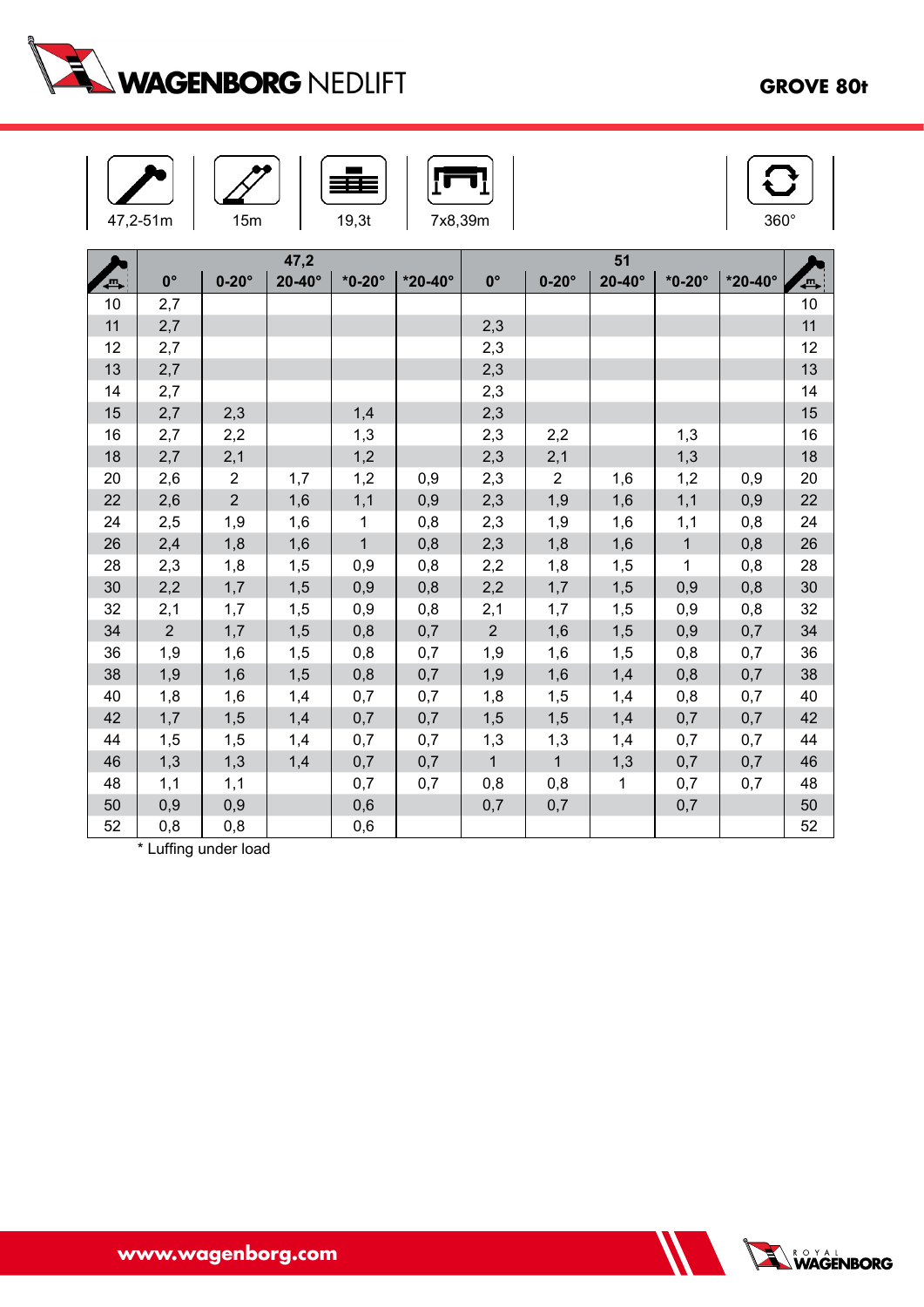# WAGENBORG NEDLIFT

**GROVE 80t**

| 47,2-51m | 15m | 19,3t | 7x8,39m | 360° |
|---|---|---|---|---|

| m | 47,2 | | | | | 51 | | | | | m |
|---|---|---|---|---|---|---|---|---|---|---|---|
| | 0° | 0-20° | 20-40° | *0-20° | *20-40° | 0° | 0-20° | 20-40° | *0-20° | *20-40° | |
| 10 | 2,7 | | | | | | | | | | 10 |
| 11 | 2,7 | | | | | 2,3 | | | | | 11 |
| 12 | 2,7 | | | | | 2,3 | | | | | 12 |
| 13 | 2,7 | | | | | 2,3 | | | | | 13 |
| 14 | 2,7 | | | | | 2,3 | | | | | 14 |
| 15 | 2,7 | 2,3 | | 1,4 | | 2,3 | | | | | 15 |
| 16 | 2,7 | 2,2 | | 1,3 | | 2,3 | 2,2 | | 1,3 | | 16 |
| 18 | 2,7 | 2,1 | | 1,2 | | 2,3 | 2,1 | | 1,3 | | 18 |
| 20 | 2,6 | 2 | 1,7 | 1,2 | 0,9 | 2,3 | 2 | 1,6 | 1,2 | 0,9 | 20 |
| 22 | 2,6 | 2 | 1,6 | 1,1 | 0,9 | 2,3 | 1,9 | 1,6 | 1,1 | 0,9 | 22 |
| 24 | 2,5 | 1,9 | 1,6 | 1 | 0,8 | 2,3 | 1,9 | 1,6 | 1,1 | 0,8 | 24 |
| 26 | 2,4 | 1,8 | 1,6 | 1 | 0,8 | 2,3 | 1,8 | 1,6 | 1 | 0,8 | 26 |
| 28 | 2,3 | 1,8 | 1,5 | 0,9 | 0,8 | 2,2 | 1,8 | 1,5 | 1 | 0,8 | 28 |
| 30 | 2,2 | 1,7 | 1,5 | 0,9 | 0,8 | 2,2 | 1,7 | 1,5 | 0,9 | 0,8 | 30 |
| 32 | 2,1 | 1,7 | 1,5 | 0,9 | 0,8 | 2,1 | 1,7 | 1,5 | 0,9 | 0,8 | 32 |
| 34 | 2 | 1,7 | 1,5 | 0,8 | 0,7 | 2 | 1,6 | 1,5 | 0,9 | 0,7 | 34 |
| 36 | 1,9 | 1,6 | 1,5 | 0,8 | 0,7 | 1,9 | 1,6 | 1,5 | 0,8 | 0,7 | 36 |
| 38 | 1,9 | 1,6 | 1,5 | 0,8 | 0,7 | 1,9 | 1,6 | 1,4 | 0,8 | 0,7 | 38 |
| 40 | 1,8 | 1,6 | 1,4 | 0,7 | 0,7 | 1,8 | 1,5 | 1,4 | 0,8 | 0,7 | 40 |
| 42 | 1,7 | 1,5 | 1,4 | 0,7 | 0,7 | 1,5 | 1,5 | 1,4 | 0,7 | 0,7 | 42 |
| 44 | 1,5 | 1,5 | 1,4 | 0,7 | 0,7 | 1,3 | 1,3 | 1,4 | 0,7 | 0,7 | 44 |
| 46 | 1,3 | 1,3 | 1,4 | 0,7 | 0,7 | 1 | 1 | 1,3 | 0,7 | 0,7 | 46 |
| 48 | 1,1 | 1,1 | | 0,7 | 0,7 | 0,8 | 0,8 | 1 | 0,7 | 0,7 | 48 |
| 50 | 0,9 | 0,9 | | 0,6 | | 0,7 | 0,7 | | 0,7 | | 50 |
| 52 | 0,8 | 0,8 | | 0,6 | | | | | | | 52 |

* Luffing under load

www.wagenborg.com

ROYAL WAGENBORG